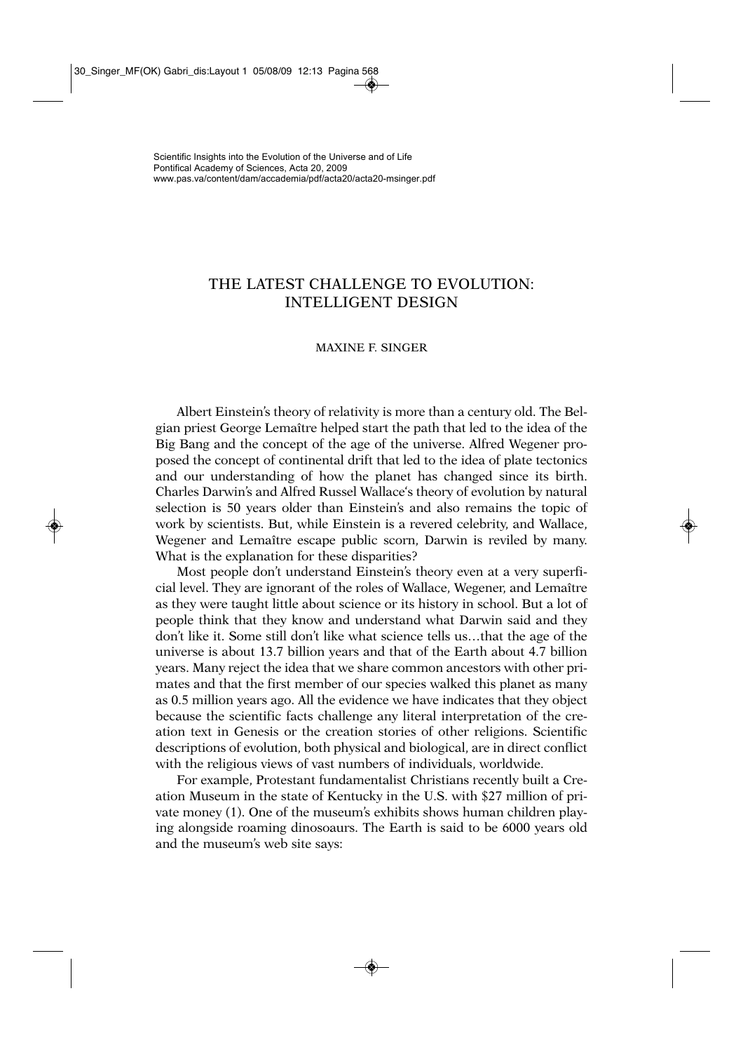Scientific Insights into the Evolution of the Universe and of Life
Pontifical Academy of Sciences, Acta 20, 2009
www.pas.va/content/dam/accademia/pdf/acta20/acta20-msinger.pdf

# THE LATEST CHALLENGE TO EVOLUTION: INTELLIGENT DESIGN

MAXINE F. SINGER

Albert Einstein's theory of relativity is more than a century old. The Belgian priest George Lemaître helped start the path that led to the idea of the Big Bang and the concept of the age of the universe. Alfred Wegener proposed the concept of continental drift that led to the idea of plate tectonics and our understanding of how the planet has changed since its birth. Charles Darwin's and Alfred Russel Wallace's theory of evolution by natural selection is 50 years older than Einstein's and also remains the topic of work by scientists. But, while Einstein is a revered celebrity, and Wallace, Wegener and Lemaître escape public scorn, Darwin is reviled by many. What is the explanation for these disparities?

Most people don't understand Einstein's theory even at a very superficial level. They are ignorant of the roles of Wallace, Wegener, and Lemaître as they were taught little about science or its history in school. But a lot of people think that they know and understand what Darwin said and they don't like it. Some still don't like what science tells us…that the age of the universe is about 13.7 billion years and that of the Earth about 4.7 billion years. Many reject the idea that we share common ancestors with other primates and that the first member of our species walked this planet as many as 0.5 million years ago. All the evidence we have indicates that they object because the scientific facts challenge any literal interpretation of the creation text in Genesis or the creation stories of other religions. Scientific descriptions of evolution, both physical and biological, are in direct conflict with the religious views of vast numbers of individuals, worldwide.

For example, Protestant fundamentalist Christians recently built a Creation Museum in the state of Kentucky in the U.S. with $27 million of private money (1). One of the museum's exhibits shows human children playing alongside roaming dinosoaurs. The Earth is said to be 6000 years old and the museum's web site says: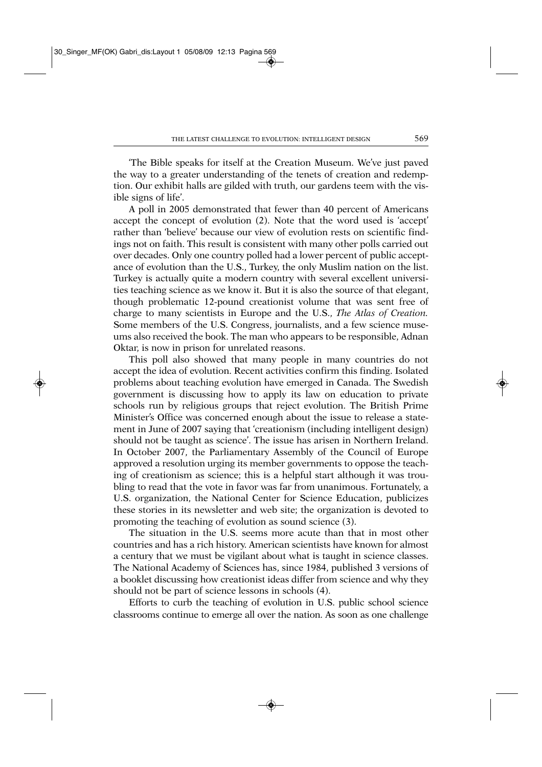'The Bible speaks for itself at the Creation Museum. We've just paved the way to a greater understanding of the tenets of creation and redemption. Our exhibit halls are gilded with truth, our gardens teem with the visible signs of life'.

A poll in 2005 demonstrated that fewer than 40 percent of Americans accept the concept of evolution (2). Note that the word used is 'accept' rather than 'believe' because our view of evolution rests on scientific findings not on faith. This result is consistent with many other polls carried out over decades. Only one country polled had a lower percent of public acceptance of evolution than the U.S., Turkey, the only Muslim nation on the list. Turkey is actually quite a modern country with several excellent universities teaching science as we know it. But it is also the source of that elegant, though problematic 12-pound creationist volume that was sent free of charge to many scientists in Europe and the U.S., *The Atlas of Creation*. Some members of the U.S. Congress, journalists, and a few science museums also received the book. The man who appears to be responsible, Adnan Oktar, is now in prison for unrelated reasons.

This poll also showed that many people in many countries do not accept the idea of evolution. Recent activities confirm this finding. Isolated problems about teaching evolution have emerged in Canada. The Swedish government is discussing how to apply its law on education to private schools run by religious groups that reject evolution. The British Prime Minister's Office was concerned enough about the issue to release a statement in June of 2007 saying that 'creationism (including intelligent design) should not be taught as science'. The issue has arisen in Northern Ireland. In October 2007, the Parliamentary Assembly of the Council of Europe approved a resolution urging its member governments to oppose the teaching of creationism as science; this is a helpful start although it was troubling to read that the vote in favor was far from unanimous. Fortunately, a U.S. organization, the National Center for Science Education, publicizes these stories in its newsletter and web site; the organization is devoted to promoting the teaching of evolution as sound science (3).

The situation in the U.S. seems more acute than that in most other countries and has a rich history. American scientists have known for almost a century that we must be vigilant about what is taught in science classes. The National Academy of Sciences has, since 1984, published 3 versions of a booklet discussing how creationist ideas differ from science and why they should not be part of science lessons in schools (4).

Efforts to curb the teaching of evolution in U.S. public school science classrooms continue to emerge all over the nation. As soon as one challenge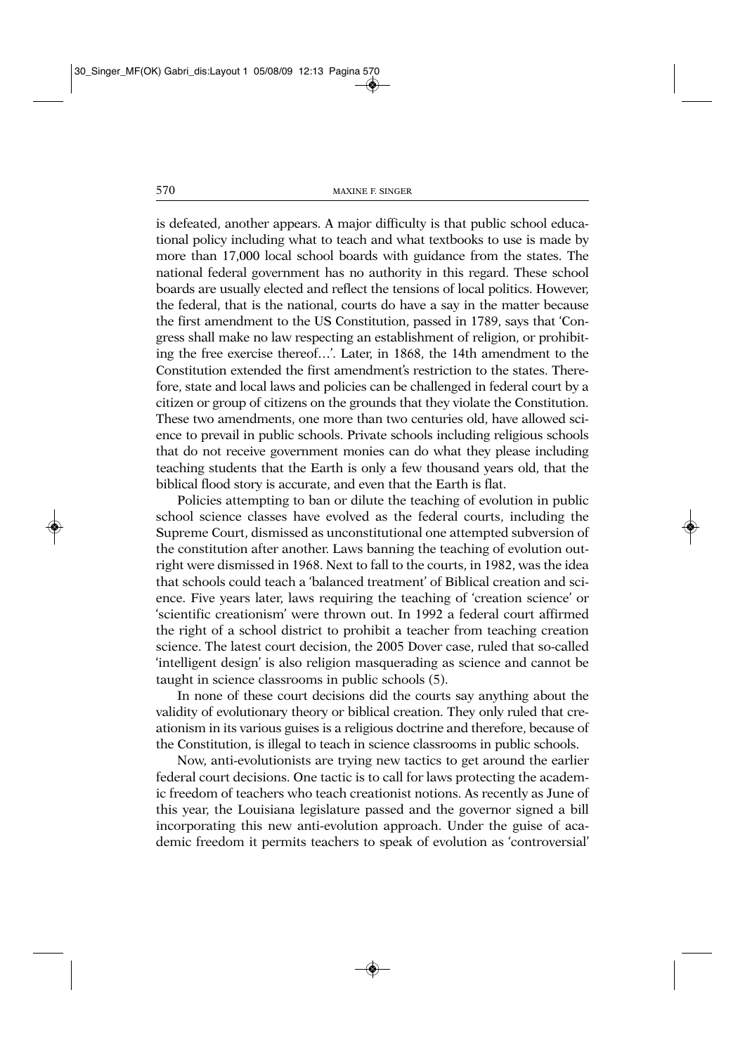is defeated, another appears. A major difficulty is that public school educational policy including what to teach and what textbooks to use is made by more than 17,000 local school boards with guidance from the states. The national federal government has no authority in this regard. These school boards are usually elected and reflect the tensions of local politics. However, the federal, that is the national, courts do have a say in the matter because the first amendment to the US Constitution, passed in 1789, says that 'Congress shall make no law respecting an establishment of religion, or prohibiting the free exercise thereof…'. Later, in 1868, the 14th amendment to the Constitution extended the first amendment's restriction to the states. Therefore, state and local laws and policies can be challenged in federal court by a citizen or group of citizens on the grounds that they violate the Constitution. These two amendments, one more than two centuries old, have allowed science to prevail in public schools. Private schools including religious schools that do not receive government monies can do what they please including teaching students that the Earth is only a few thousand years old, that the biblical flood story is accurate, and even that the Earth is flat.

Policies attempting to ban or dilute the teaching of evolution in public school science classes have evolved as the federal courts, including the Supreme Court, dismissed as unconstitutional one attempted subversion of the constitution after another. Laws banning the teaching of evolution outright were dismissed in 1968. Next to fall to the courts, in 1982, was the idea that schools could teach a 'balanced treatment' of Biblical creation and science. Five years later, laws requiring the teaching of 'creation science' or 'scientific creationism' were thrown out. In 1992 a federal court affirmed the right of a school district to prohibit a teacher from teaching creation science. The latest court decision, the 2005 Dover case, ruled that so-called 'intelligent design' is also religion masquerading as science and cannot be taught in science classrooms in public schools (5).

In none of these court decisions did the courts say anything about the validity of evolutionary theory or biblical creation. They only ruled that creationism in its various guises is a religious doctrine and therefore, because of the Constitution, is illegal to teach in science classrooms in public schools.

Now, anti-evolutionists are trying new tactics to get around the earlier federal court decisions. One tactic is to call for laws protecting the academic freedom of teachers who teach creationist notions. As recently as June of this year, the Louisiana legislature passed and the governor signed a bill incorporating this new anti-evolution approach. Under the guise of academic freedom it permits teachers to speak of evolution as 'controversial'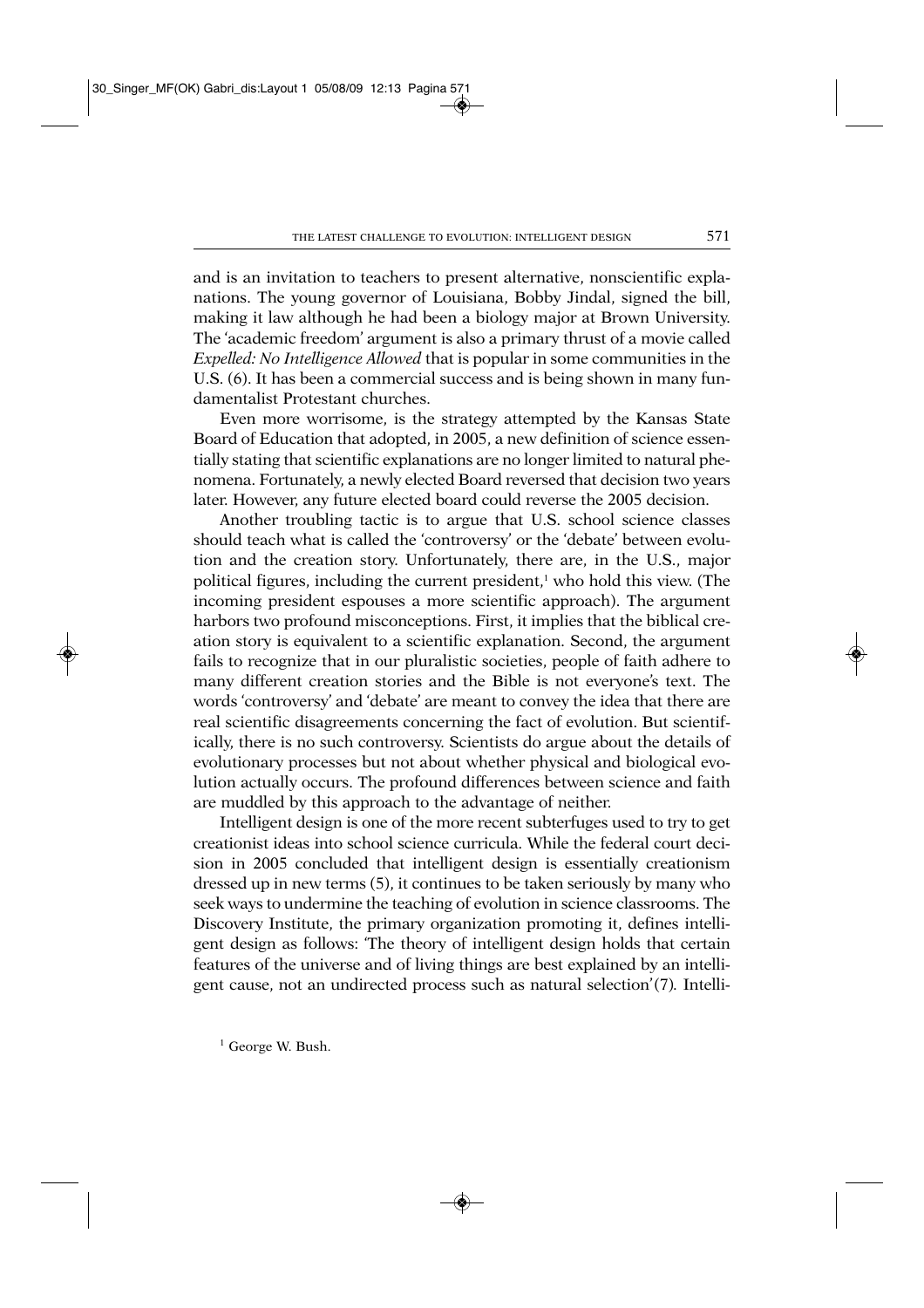and is an invitation to teachers to present alternative, nonscientific explanations. The young governor of Louisiana, Bobby Jindal, signed the bill, making it law although he had been a biology major at Brown University. The 'academic freedom' argument is also a primary thrust of a movie called *Expelled: No Intelligence Allowed* that is popular in some communities in the U.S. (6). It has been a commercial success and is being shown in many fundamentalist Protestant churches.

Even more worrisome, is the strategy attempted by the Kansas State Board of Education that adopted, in 2005, a new definition of science essentially stating that scientific explanations are no longer limited to natural phenomena. Fortunately, a newly elected Board reversed that decision two years later. However, any future elected board could reverse the 2005 decision.

Another troubling tactic is to argue that U.S. school science classes should teach what is called the 'controversy' or the 'debate' between evolution and the creation story. Unfortunately, there are, in the U.S., major political figures, including the current president,[1] who hold this view. (The incoming president espouses a more scientific approach). The argument harbors two profound misconceptions. First, it implies that the biblical creation story is equivalent to a scientific explanation. Second, the argument fails to recognize that in our pluralistic societies, people of faith adhere to many different creation stories and the Bible is not everyone's text. The words 'controversy' and 'debate' are meant to convey the idea that there are real scientific disagreements concerning the fact of evolution. But scientifically, there is no such controversy. Scientists do argue about the details of evolutionary processes but not about whether physical and biological evolution actually occurs. The profound differences between science and faith are muddled by this approach to the advantage of neither.

Intelligent design is one of the more recent subterfuges used to try to get creationist ideas into school science curricula. While the federal court decision in 2005 concluded that intelligent design is essentially creationism dressed up in new terms (5), it continues to be taken seriously by many who seek ways to undermine the teaching of evolution in science classrooms. The Discovery Institute, the primary organization promoting it, defines intelligent design as follows: 'The theory of intelligent design holds that certain features of the universe and of living things are best explained by an intelligent cause, not an undirected process such as natural selection'(7). Intelli-

[1] George W. Bush.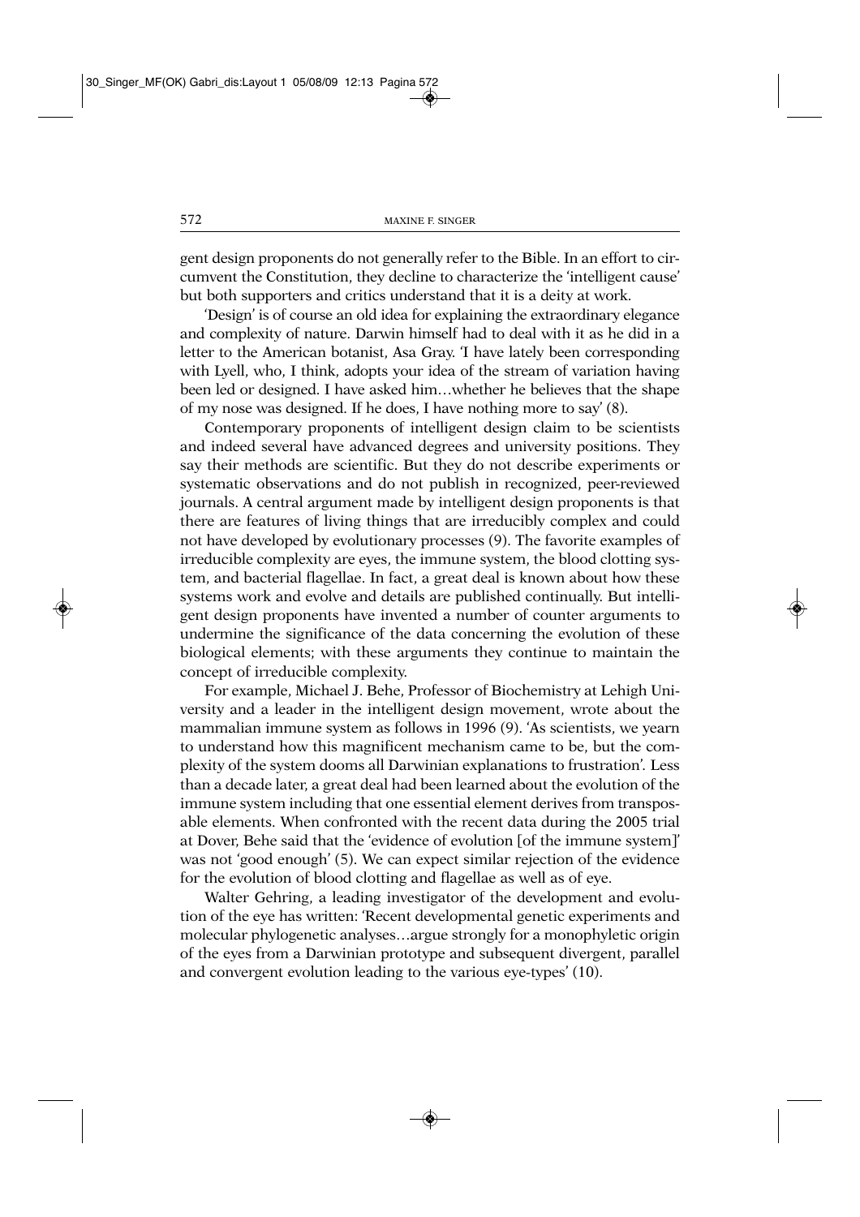gent design proponents do not generally refer to the Bible. In an effort to circumvent the Constitution, they decline to characterize the 'intelligent cause' but both supporters and critics understand that it is a deity at work.

'Design' is of course an old idea for explaining the extraordinary elegance and complexity of nature. Darwin himself had to deal with it as he did in a letter to the American botanist, Asa Gray. 'I have lately been corresponding with Lyell, who, I think, adopts your idea of the stream of variation having been led or designed. I have asked him…whether he believes that the shape of my nose was designed. If he does, I have nothing more to say' (8).

Contemporary proponents of intelligent design claim to be scientists and indeed several have advanced degrees and university positions. They say their methods are scientific. But they do not describe experiments or systematic observations and do not publish in recognized, peer-reviewed journals. A central argument made by intelligent design proponents is that there are features of living things that are irreducibly complex and could not have developed by evolutionary processes (9). The favorite examples of irreducible complexity are eyes, the immune system, the blood clotting system, and bacterial flagellae. In fact, a great deal is known about how these systems work and evolve and details are published continually. But intelligent design proponents have invented a number of counter arguments to undermine the significance of the data concerning the evolution of these biological elements; with these arguments they continue to maintain the concept of irreducible complexity.

For example, Michael J. Behe, Professor of Biochemistry at Lehigh University and a leader in the intelligent design movement, wrote about the mammalian immune system as follows in 1996 (9). 'As scientists, we yearn to understand how this magnificent mechanism came to be, but the complexity of the system dooms all Darwinian explanations to frustration'. Less than a decade later, a great deal had been learned about the evolution of the immune system including that one essential element derives from transposable elements. When confronted with the recent data during the 2005 trial at Dover, Behe said that the 'evidence of evolution [of the immune system]' was not 'good enough' (5). We can expect similar rejection of the evidence for the evolution of blood clotting and flagellae as well as of eye.

Walter Gehring, a leading investigator of the development and evolution of the eye has written: 'Recent developmental genetic experiments and molecular phylogenetic analyses…argue strongly for a monophyletic origin of the eyes from a Darwinian prototype and subsequent divergent, parallel and convergent evolution leading to the various eye-types' (10).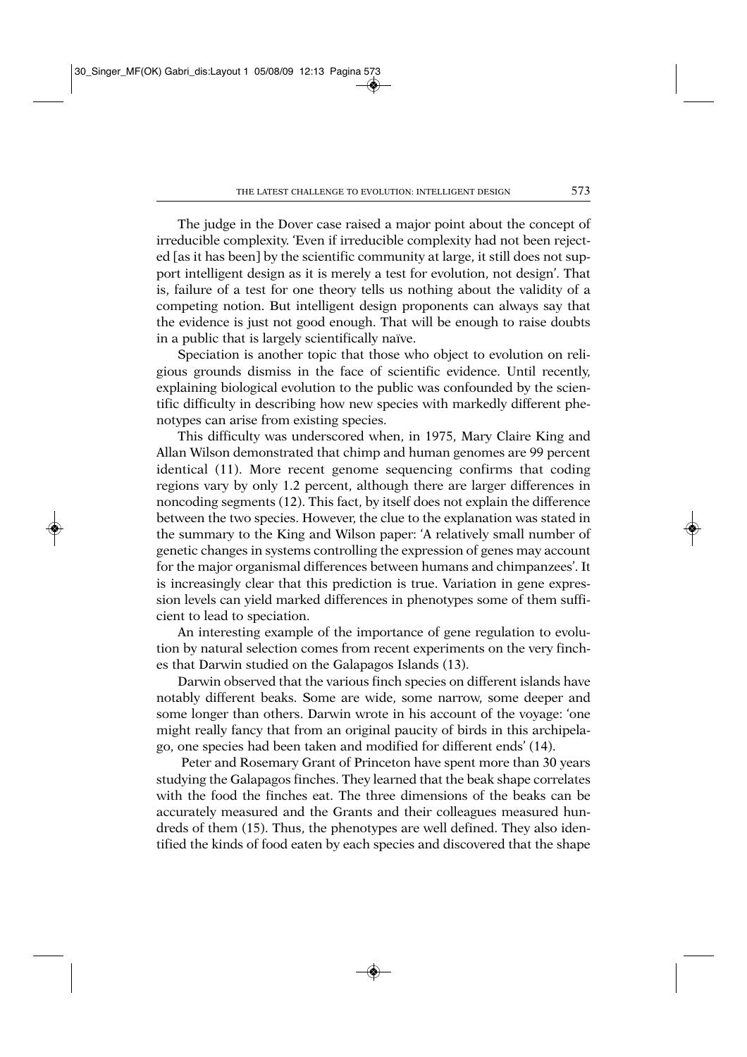The judge in the Dover case raised a major point about the concept of irreducible complexity. 'Even if irreducible complexity had not been rejected [as it has been] by the scientific community at large, it still does not support intelligent design as it is merely a test for evolution, not design'. That is, failure of a test for one theory tells us nothing about the validity of a competing notion. But intelligent design proponents can always say that the evidence is just not good enough. That will be enough to raise doubts in a public that is largely scientifically naïve.

Speciation is another topic that those who object to evolution on religious grounds dismiss in the face of scientific evidence. Until recently, explaining biological evolution to the public was confounded by the scientific difficulty in describing how new species with markedly different phenotypes can arise from existing species.

This difficulty was underscored when, in 1975, Mary Claire King and Allan Wilson demonstrated that chimp and human genomes are 99 percent identical (11). More recent genome sequencing confirms that coding regions vary by only 1.2 percent, although there are larger differences in noncoding segments (12). This fact, by itself does not explain the difference between the two species. However, the clue to the explanation was stated in the summary to the King and Wilson paper: 'A relatively small number of genetic changes in systems controlling the expression of genes may account for the major organismal differences between humans and chimpanzees'. It is increasingly clear that this prediction is true. Variation in gene expression levels can yield marked differences in phenotypes some of them sufficient to lead to speciation.

An interesting example of the importance of gene regulation to evolution by natural selection comes from recent experiments on the very finches that Darwin studied on the Galapagos Islands (13).

Darwin observed that the various finch species on different islands have notably different beaks. Some are wide, some narrow, some deeper and some longer than others. Darwin wrote in his account of the voyage: 'one might really fancy that from an original paucity of birds in this archipelago, one species had been taken and modified for different ends' (14).

Peter and Rosemary Grant of Princeton have spent more than 30 years studying the Galapagos finches. They learned that the beak shape correlates with the food the finches eat. The three dimensions of the beaks can be accurately measured and the Grants and their colleagues measured hundreds of them (15). Thus, the phenotypes are well defined. They also identified the kinds of food eaten by each species and discovered that the shape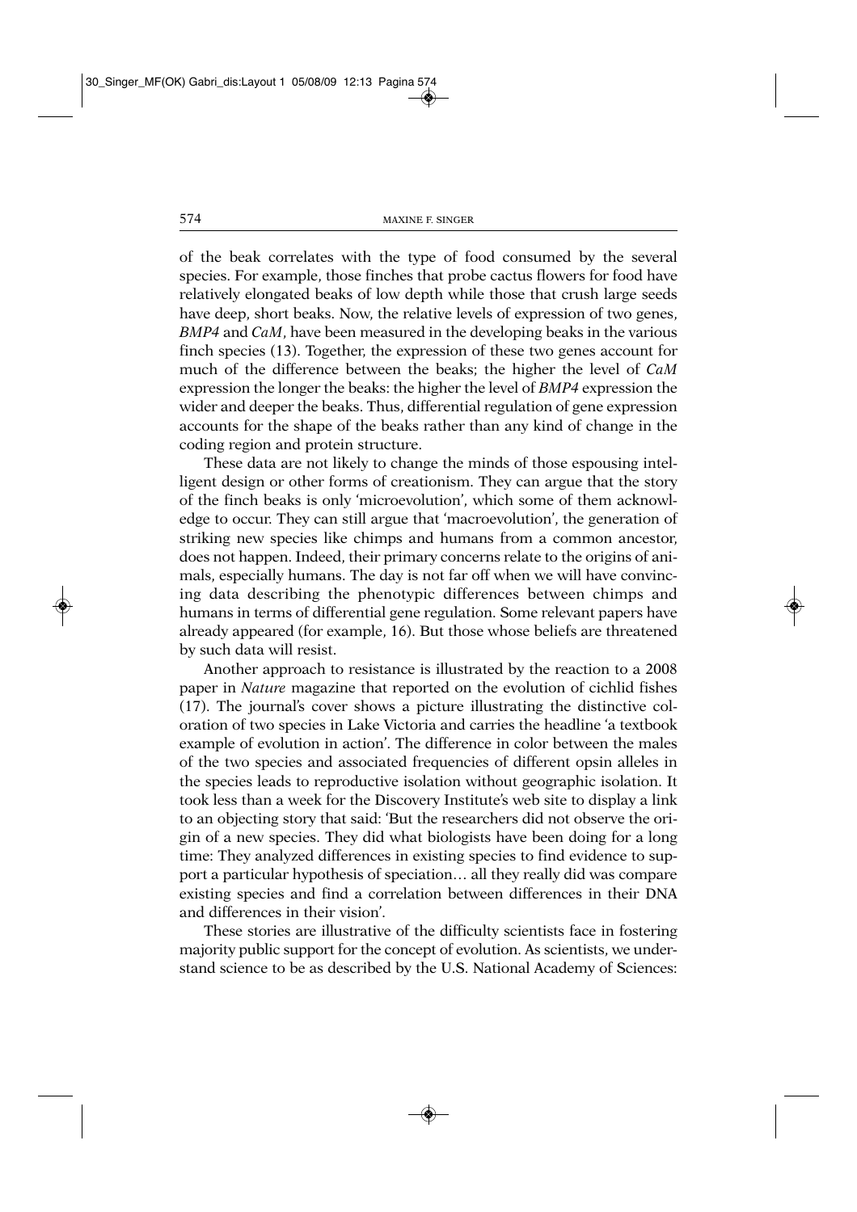of the beak correlates with the type of food consumed by the several species. For example, those finches that probe cactus flowers for food have relatively elongated beaks of low depth while those that crush large seeds have deep, short beaks. Now, the relative levels of expression of two genes, *BMP4* and *CaM*, have been measured in the developing beaks in the various finch species (13). Together, the expression of these two genes account for much of the difference between the beaks; the higher the level of *CaM* expression the longer the beaks: the higher the level of *BMP4* expression the wider and deeper the beaks. Thus, differential regulation of gene expression accounts for the shape of the beaks rather than any kind of change in the coding region and protein structure.

These data are not likely to change the minds of those espousing intelligent design or other forms of creationism. They can argue that the story of the finch beaks is only 'microevolution', which some of them acknowledge to occur. They can still argue that 'macroevolution', the generation of striking new species like chimps and humans from a common ancestor, does not happen. Indeed, their primary concerns relate to the origins of animals, especially humans. The day is not far off when we will have convincing data describing the phenotypic differences between chimps and humans in terms of differential gene regulation. Some relevant papers have already appeared (for example, 16). But those whose beliefs are threatened by such data will resist.

Another approach to resistance is illustrated by the reaction to a 2008 paper in *Nature* magazine that reported on the evolution of cichlid fishes (17). The journal's cover shows a picture illustrating the distinctive coloration of two species in Lake Victoria and carries the headline 'a textbook example of evolution in action'. The difference in color between the males of the two species and associated frequencies of different opsin alleles in the species leads to reproductive isolation without geographic isolation. It took less than a week for the Discovery Institute's web site to display a link to an objecting story that said: 'But the researchers did not observe the origin of a new species. They did what biologists have been doing for a long time: They analyzed differences in existing species to find evidence to support a particular hypothesis of speciation… all they really did was compare existing species and find a correlation between differences in their DNA and differences in their vision'.

These stories are illustrative of the difficulty scientists face in fostering majority public support for the concept of evolution. As scientists, we understand science to be as described by the U.S. National Academy of Sciences: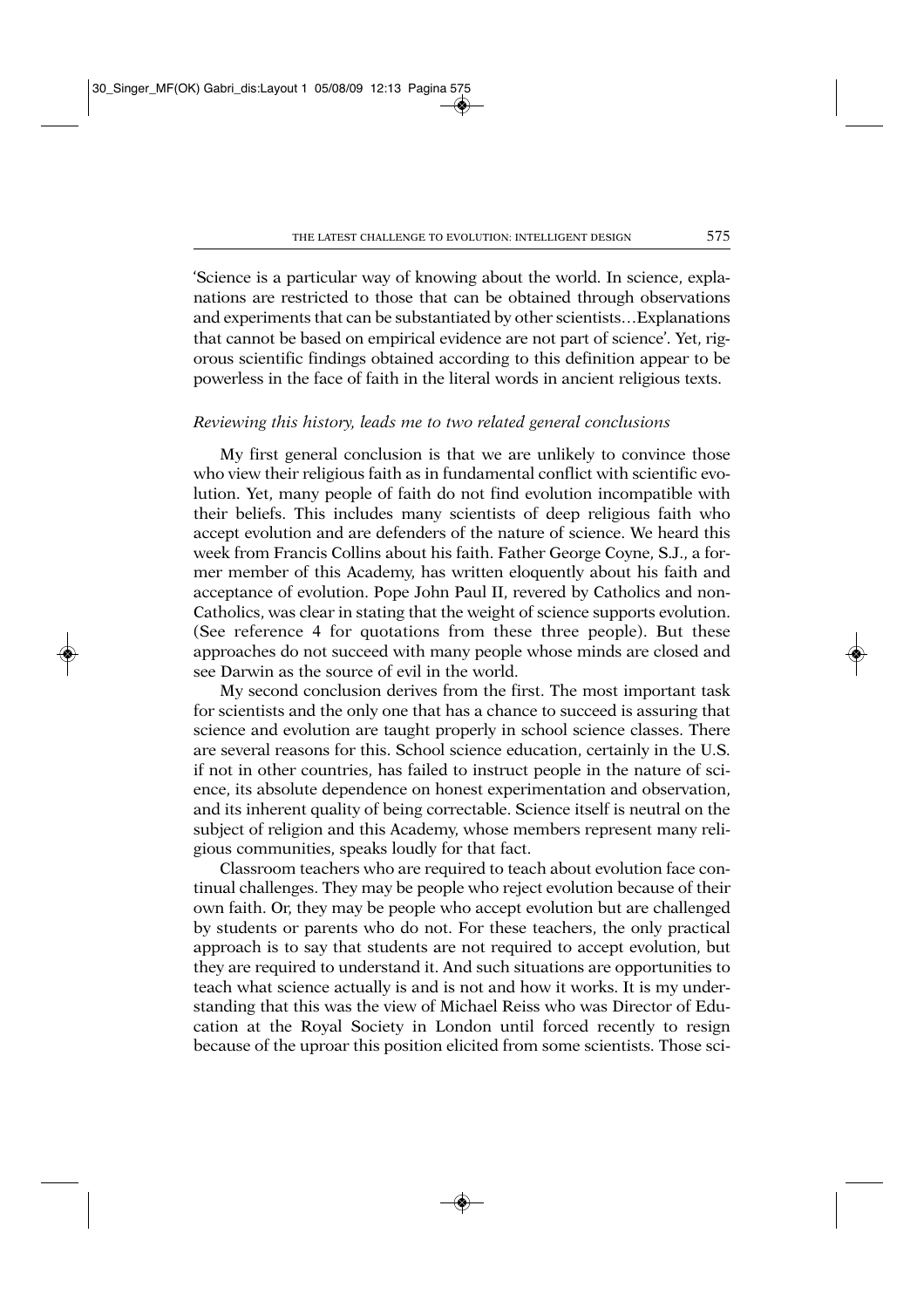'Science is a particular way of knowing about the world. In science, explanations are restricted to those that can be obtained through observations and experiments that can be substantiated by other scientists…Explanations that cannot be based on empirical evidence are not part of science'. Yet, rigorous scientific findings obtained according to this definition appear to be powerless in the face of faith in the literal words in ancient religious texts.

*Reviewing this history, leads me to two related general conclusions*

My first general conclusion is that we are unlikely to convince those who view their religious faith as in fundamental conflict with scientific evolution. Yet, many people of faith do not find evolution incompatible with their beliefs. This includes many scientists of deep religious faith who accept evolution and are defenders of the nature of science. We heard this week from Francis Collins about his faith. Father George Coyne, S.J., a former member of this Academy, has written eloquently about his faith and acceptance of evolution. Pope John Paul II, revered by Catholics and non-Catholics, was clear in stating that the weight of science supports evolution. (See reference 4 for quotations from these three people). But these approaches do not succeed with many people whose minds are closed and see Darwin as the source of evil in the world.

My second conclusion derives from the first. The most important task for scientists and the only one that has a chance to succeed is assuring that science and evolution are taught properly in school science classes. There are several reasons for this. School science education, certainly in the U.S. if not in other countries, has failed to instruct people in the nature of science, its absolute dependence on honest experimentation and observation, and its inherent quality of being correctable. Science itself is neutral on the subject of religion and this Academy, whose members represent many religious communities, speaks loudly for that fact.

Classroom teachers who are required to teach about evolution face continual challenges. They may be people who reject evolution because of their own faith. Or, they may be people who accept evolution but are challenged by students or parents who do not. For these teachers, the only practical approach is to say that students are not required to accept evolution, but they are required to understand it. And such situations are opportunities to teach what science actually is and is not and how it works. It is my understanding that this was the view of Michael Reiss who was Director of Education at the Royal Society in London until forced recently to resign because of the uproar this position elicited from some scientists. Those sci-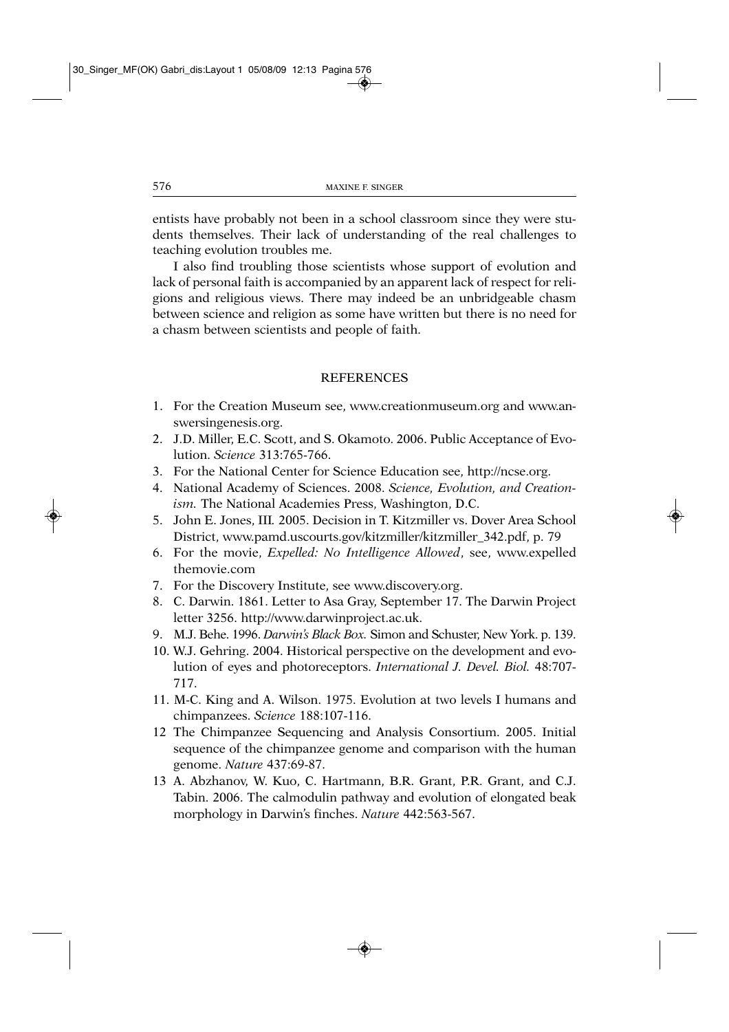entists have probably not been in a school classroom since they were students themselves. Their lack of understanding of the real challenges to teaching evolution troubles me.

I also find troubling those scientists whose support of evolution and lack of personal faith is accompanied by an apparent lack of respect for religions and religious views. There may indeed be an unbridgeable chasm between science and religion as some have written but there is no need for a chasm between scientists and people of faith.

## REFERENCES

1. For the Creation Museum see, www.creationmuseum.org and www.answersingenesis.org.
2. J.D. Miller, E.C. Scott, and S. Okamoto. 2006. Public Acceptance of Evolution. *Science* 313:765-766.
3. For the National Center for Science Education see, http://ncse.org.
4. National Academy of Sciences. 2008. *Science, Evolution, and Creationism.* The National Academies Press, Washington, D.C.
5. John E. Jones, III. 2005. Decision in T. Kitzmiller vs. Dover Area School District, www.pamd.uscourts.gov/kitzmiller/kitzmiller_342.pdf, p. 79
6. For the movie, *Expelled: No Intelligence Allowed*, see, www.expelledthemovie.com
7. For the Discovery Institute, see www.discovery.org.
8. C. Darwin. 1861. Letter to Asa Gray, September 17. The Darwin Project letter 3256. http://www.darwinproject.ac.uk.
9. M.J. Behe. 1996. *Darwin's Black Box.* Simon and Schuster, New York. p. 139.
10. W.J. Gehring. 2004. Historical perspective on the development and evolution of eyes and photoreceptors. *International J. Devel. Biol.* 48:707-717.
11. M-C. King and A. Wilson. 1975. Evolution at two levels I humans and chimpanzees. *Science* 188:107-116.
12. The Chimpanzee Sequencing and Analysis Consortium. 2005. Initial sequence of the chimpanzee genome and comparison with the human genome. *Nature* 437:69-87.
13. A. Abzhanov, W. Kuo, C. Hartmann, B.R. Grant, P.R. Grant, and C.J. Tabin. 2006. The calmodulin pathway and evolution of elongated beak morphology in Darwin's finches. *Nature* 442:563-567.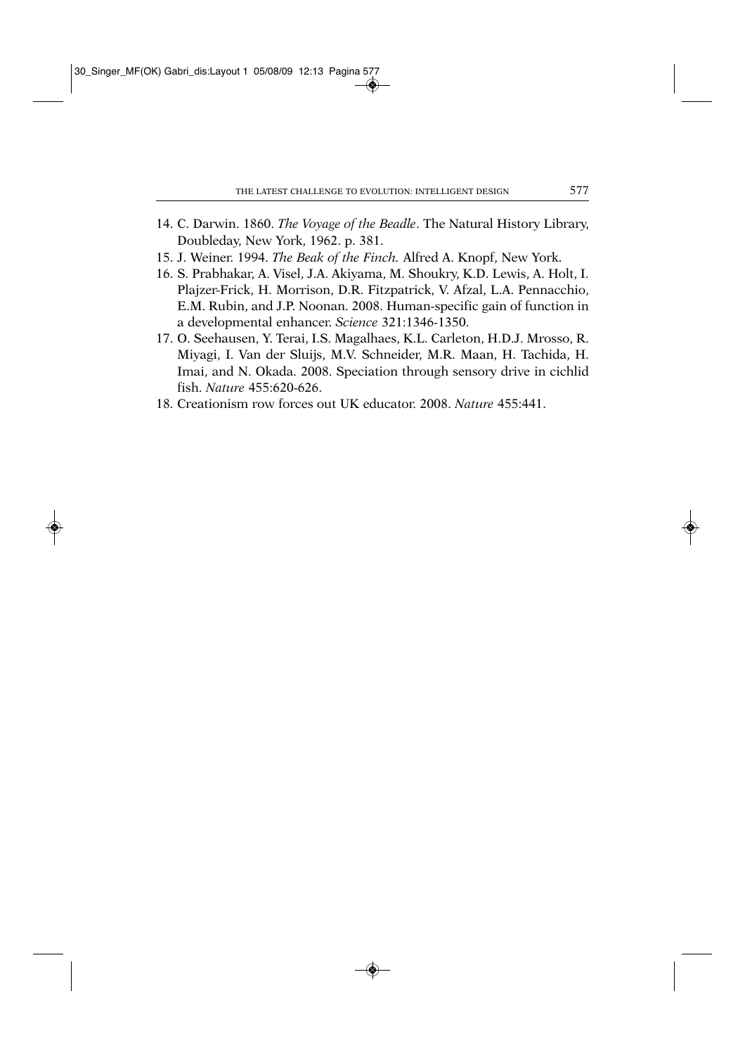14. C. Darwin. 1860. *The Voyage of the Beadle*. The Natural History Library, Doubleday, New York, 1962. p. 381.
15. J. Weiner. 1994. *The Beak of the Finch.* Alfred A. Knopf, New York.
16. S. Prabhakar, A. Visel, J.A. Akiyama, M. Shoukry, K.D. Lewis, A. Holt, I. Plajzer-Frick, H. Morrison, D.R. Fitzpatrick, V. Afzal, L.A. Pennacchio, E.M. Rubin, and J.P. Noonan. 2008. Human-specific gain of function in a developmental enhancer. *Science* 321:1346-1350.
17. O. Seehausen, Y. Terai, I.S. Magalhaes, K.L. Carleton, H.D.J. Mrosso, R. Miyagi, I. Van der Sluijs, M.V. Schneider, M.R. Maan, H. Tachida, H. Imai, and N. Okada. 2008. Speciation through sensory drive in cichlid fish. *Nature* 455:620-626.
18. Creationism row forces out UK educator. 2008. *Nature* 455:441.